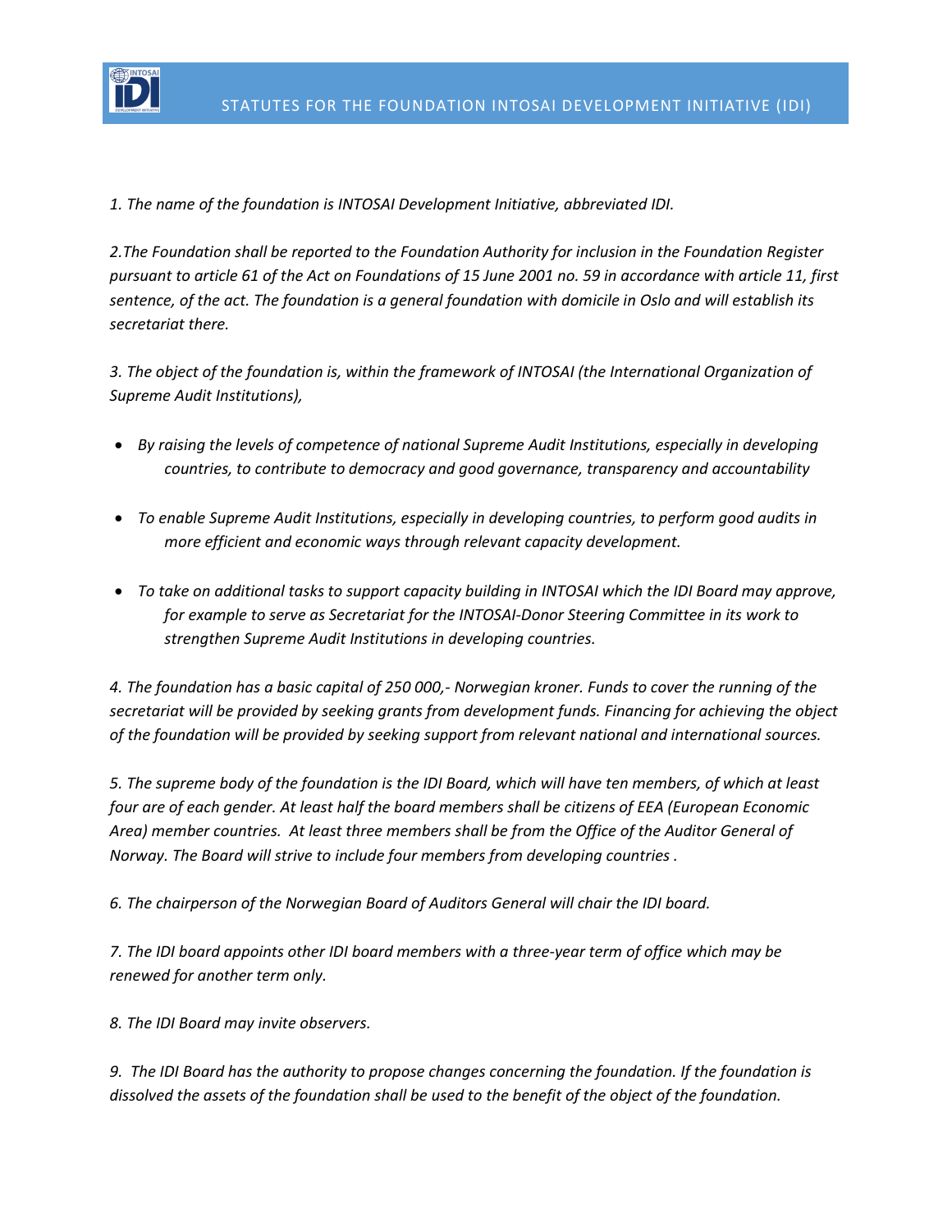# STATUTES FOR THE FOUNDATION INTOSAI DEVELOPMENT INITIATIVE (IDI)

*1. The name of the foundation is INTOSAI Development Initiative, abbreviated IDI.*

*2.The Foundation shall be reported to the Foundation Authority for inclusion in the Foundation Register pursuant to article 61 of the Act on Foundations of 15 June 2001 no. 59 in accordance with article 11, first sentence, of the act. The foundation is a general foundation with domicile in Oslo and will establish its secretariat there.*

*3. The object of the foundation is, within the framework of INTOSAI (the International Organization of Supreme Audit Institutions),*

- *By raising the levels of competence of national Supreme Audit Institutions, especially in developing countries, to contribute to democracy and good governance, transparency and accountability*
- *To enable Supreme Audit Institutions, especially in developing countries, to perform good audits in more efficient and economic ways through relevant capacity development.*
- *To take on additional tasks to support capacity building in INTOSAI which the IDI Board may approve, for example to serve as Secretariat for the INTOSAI-Donor Steering Committee in its work to strengthen Supreme Audit Institutions in developing countries.*

*4. The foundation has a basic capital of 250 000,- Norwegian kroner. Funds to cover the running of the secretariat will be provided by seeking grants from development funds. Financing for achieving the object of the foundation will be provided by seeking support from relevant national and international sources.*

*5. The supreme body of the foundation is the IDI Board, which will have ten members, of which at least four are of each gender. At least half the board members shall be citizens of EEA (European Economic Area) member countries. At least three members shall be from the Office of the Auditor General of Norway. The Board will strive to include four members from developing countries .*

*6. The chairperson of the Norwegian Board of Auditors General will chair the IDI board.*

*7. The IDI board appoints other IDI board members with a three-year term of office which may be renewed for another term only.*

*8. The IDI Board may invite observers.*

*9. The IDI Board has the authority to propose changes concerning the foundation. If the foundation is dissolved the assets of the foundation shall be used to the benefit of the object of the foundation.*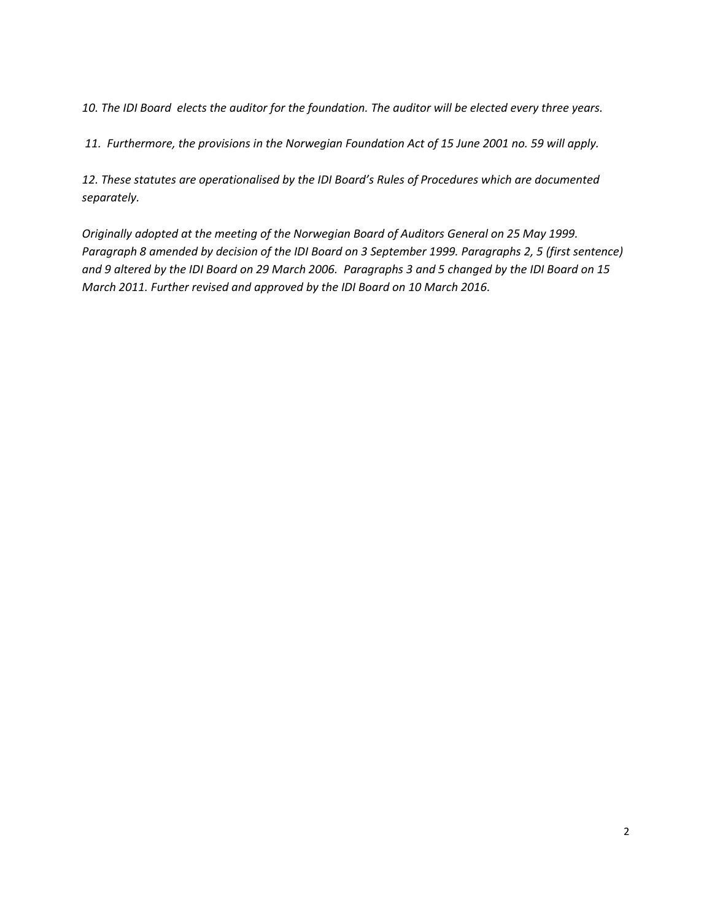*10. The IDI Board elects the auditor for the foundation. The auditor will be elected every three years.*

*11. Furthermore, the provisions in the Norwegian Foundation Act of 15 June 2001 no. 59 will apply.*

*12. These statutes are operationalised by the IDI Board's Rules of Procedures which are documented separately.*

*Originally adopted at the meeting of the Norwegian Board of Auditors General on 25 May 1999. Paragraph 8 amended by decision of the IDI Board on 3 September 1999. Paragraphs 2, 5 (first sentence) and 9 altered by the IDI Board on 29 March 2006. Paragraphs 3 and 5 changed by the IDI Board on 15 March 2011. Further revised and approved by the IDI Board on 10 March 2016.*